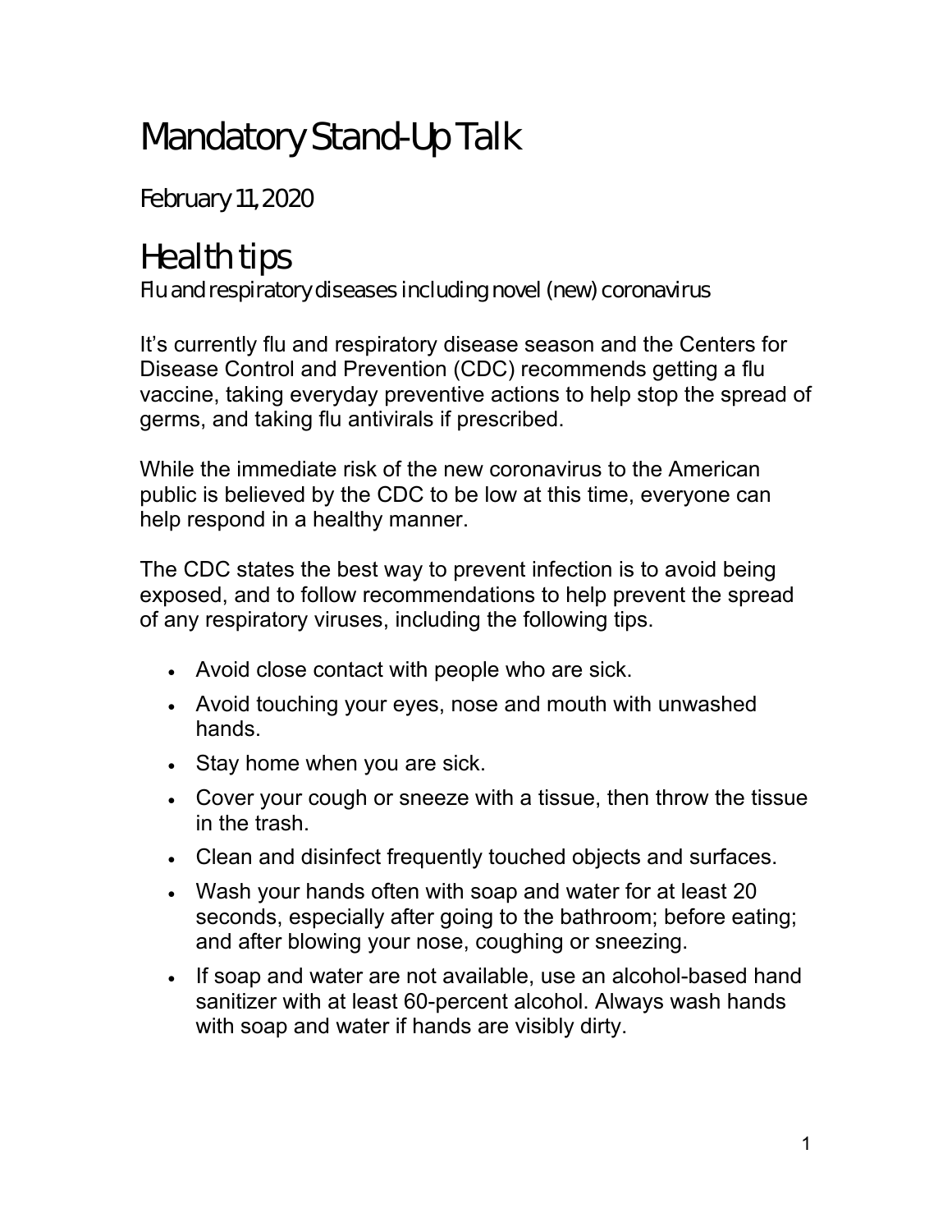# Mandatory Stand-Up Talk

February 11, 2020

## Health tips

Flu and respiratory diseases including novel (new) coronavirus

It's currently flu and respiratory disease season and the Centers for Disease Control and Prevention (CDC) recommends getting a flu vaccine, taking everyday preventive actions to help stop the spread of germs, and taking flu antivirals if prescribed.

While the immediate risk of the new coronavirus to the American public is believed by the CDC to be low at this time, everyone can help respond in a healthy manner.

The CDC states the best way to prevent infection is to avoid being exposed, and to follow recommendations to help prevent the spread of any respiratory viruses, including the following tips.

- Avoid close contact with people who are sick.
- Avoid touching your eyes, nose and mouth with unwashed hands.
- Stay home when you are sick.
- Cover your cough or sneeze with a tissue, then throw the tissue in the trash.
- Clean and disinfect frequently touched objects and surfaces.
- Wash your hands often with soap and water for at least 20 seconds, especially after going to the bathroom; before eating; and after blowing your nose, coughing or sneezing.
- If soap and water are not available, use an alcohol-based hand sanitizer with at least 60-percent alcohol. Always wash hands with soap and water if hands are visibly dirty.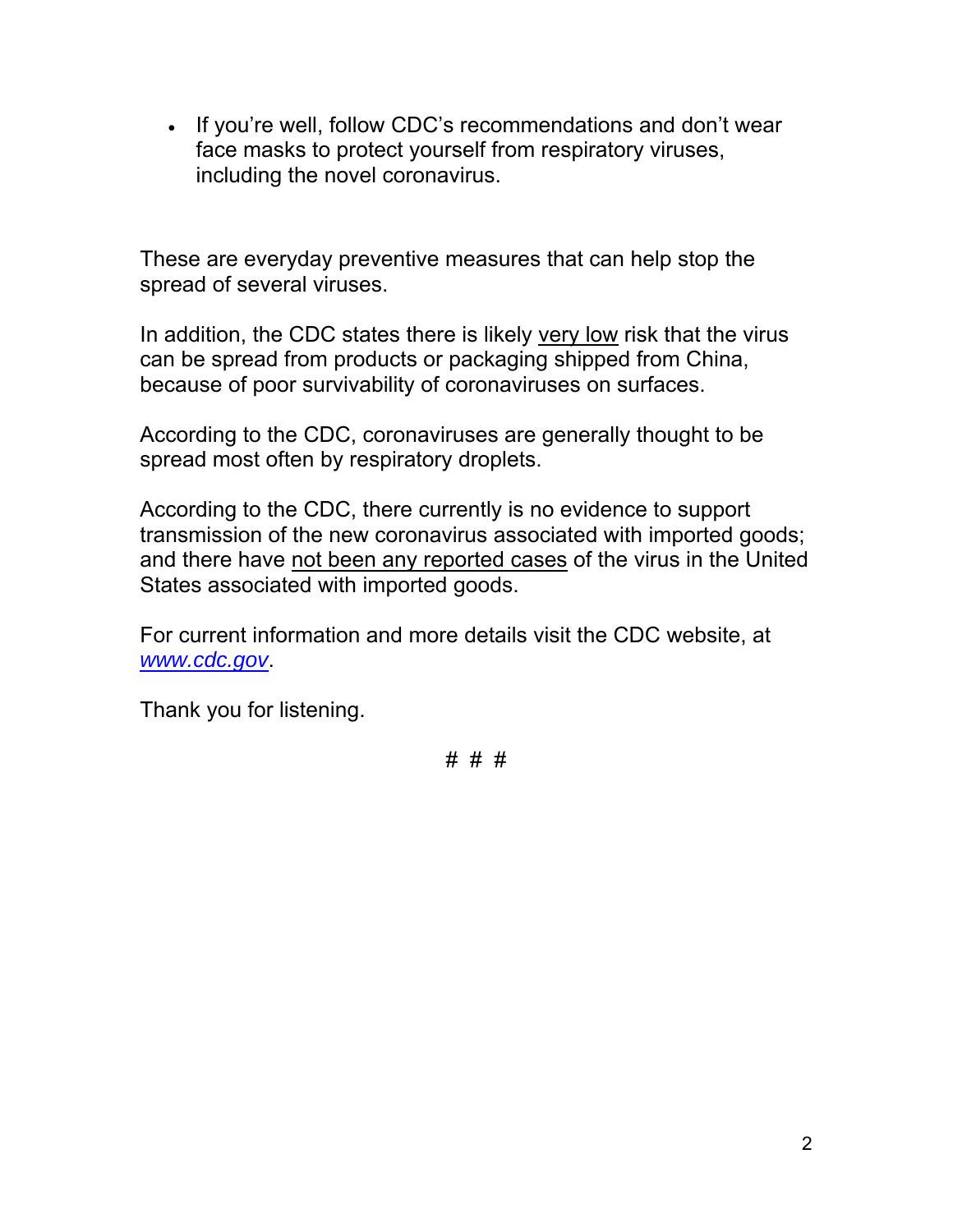- If you're well, follow CDC's recommendations and don't wear face masks to protect yourself from respiratory viruses, including the novel coronavirus.

These are everyday preventive measures that can help stop the spread of several viruses.

In addition, the CDC states there is likely <u>very low</u> risk that the virus can be spread from products or packaging shipped from China, because of poor survivability of coronaviruses on surfaces.

According to the CDC, coronaviruses are generally thought to be spread most often by respiratory droplets.

According to the CDC, there currently is no evidence to support transmission of the new coronavirus associated with imported goods; and there have <u>not been any reported cases</u> of the virus in the United States associated with imported goods.

For current information and more details visit the CDC website, at [*www.cdc.gov*](http://www.cdc.gov).

Thank you for listening.

# # #